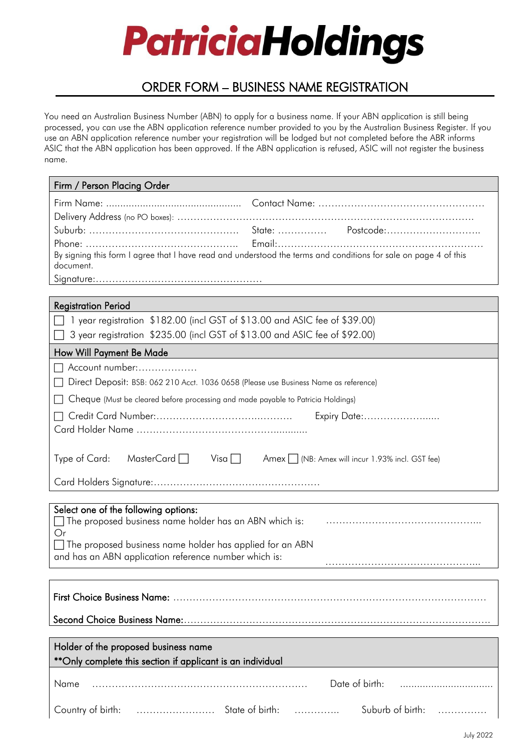# PatriciaHoldings

## ORDER FORM – BUSINESS NAME REGISTRATION

You need an Australian Business Number (ABN) to apply for a business name. If your ABN application is still being processed, you can use the ABN application reference number provided to you by the Australian Business Register. If you use an ABN application reference number your registration will be lodged but not completed before the ABR informs ASIC that the ABN application has been approved. If the ABN application is refused, ASIC will not register the business name.

### Firm / Person Placing Order

Firm Name: ................................................ Contact Name: ................................................

Delivery Address (no PO boxes): ................................................................................

Suburb: ............................................. State: ............... Postcode:............................

Phone: ............................................. Email:............................................................

By signing this form I agree that I have read and understood the terms and conditions for sale on page 4 of this document.

Signature:..................................................

### Registration Period

☐ 1 year registration $182.00 (incl GST of $13.00 and ASIC fee of $39.00)

☐ 3 year registration $235.00 (incl GST of $13.00 and ASIC fee of $92.00)

### How Will Payment Be Made

☐ Account number:..................

☐ Direct Deposit: BSB: 062 210 Acct. 1036 0658 (Please use Business Name as reference)

☐ Cheque (Must be cleared before processing and made payable to Patricia Holdings)

☐ Credit Card Number:.......................................... Expiry Date:.......................

Card Holder Name ..................................................

Type of Card: MasterCard ☐ Visa ☐ Amex ☐ (NB: Amex will incur 1.93% incl. GST fee)

Card Holders Signature:.................................................

### Select one of the following options:

☐ The proposed business name holder has an ABN which is: ..............................................

Or

☐ The proposed business name holder has applied for an ABN and has an ABN application reference number which is: ..............................................

**First Choice Business Name:** ........................................................................................

**Second Choice Business Name:**........................................................................................

### Holder of the proposed business name

**\*\*Only complete this section if applicant is an individual**

Name ............................................................... Date of birth: .................................

Country of birth: ......................... State of birth: .............. Suburb of birth: ...............

July 2022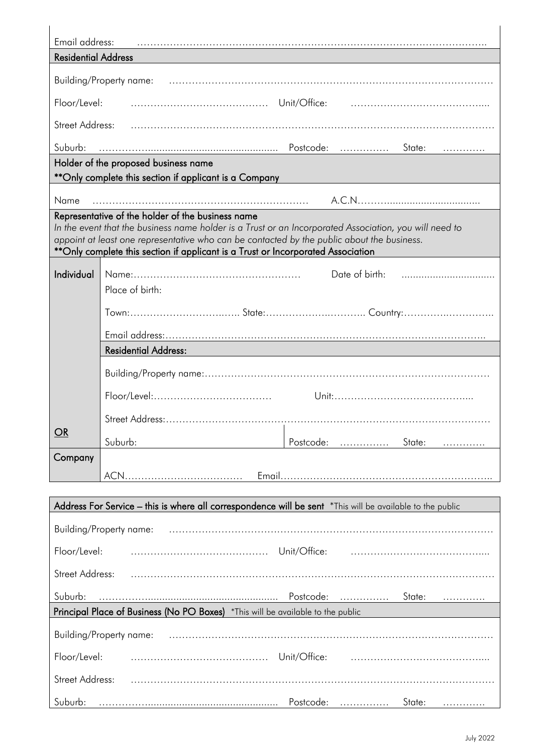Email address: ……………………………………………………………………………………………..

**Residential Address**

Building/Property name: ……………………………………………………………………………………

Floor/Level: …………………………………… Unit/Office: …………………………………...

Street Address: ……………………………………………………………………………………………

Suburb: ……………............................................... Postcode: …………… State: ………….

**Holder of the proposed business name**

**\*\*Only complete this section if applicant is a Company**

Name ………………………………………………………… A.C.N……….................................

**Representative of the holder of the business name**

*In the event that the business name holder is a Trust or an Incorporated Association, you will need to appoint at least one representative who can be contacted by the public about the business.*

**\*\*Only complete this section if applicant is a Trust or Incorporated Association**

| | |
|---|---|
| **Individual** | Name:…………………………………………… Date of birth: ................................ |
| | Place of birth: |
| | Town:…………………….……. State:……………….……….. Country:………….…………. |
| | Email address:……………………………………………………………………………………. |
| | **Residential Address:** |
| | Building/Property name:…………………………………………………………………………… |
| | Floor/Level:……………………………… Unit:…………………………………..... |
| | Street Address:……………………………………………………………………………………… |
| **OR** | Suburb: Postcode: …………… State: …………. |
| **Company** | ACN……………………………… Email………………………………………………………….. |

**Address For Service – this is where all correspondence will be sent** \*This will be available to the public

Building/Property name: ……………………………………………………………………………………

Floor/Level: …………………………………… Unit/Office: …………………………………...

Street Address: ……………………………………………………………………………………………

Suburb: ……………............................................... Postcode: …………… State: ………….

**Principal Place of Business (No PO Boxes)** \*This will be available to the public

Building/Property name: ……………………………………………………………………………………

Floor/Level: …………………………………… Unit/Office: …………………………………...

Street Address: ……………………………………………………………………………………………

Suburb: ……………............................................... Postcode: …………… State: ………….

July 2022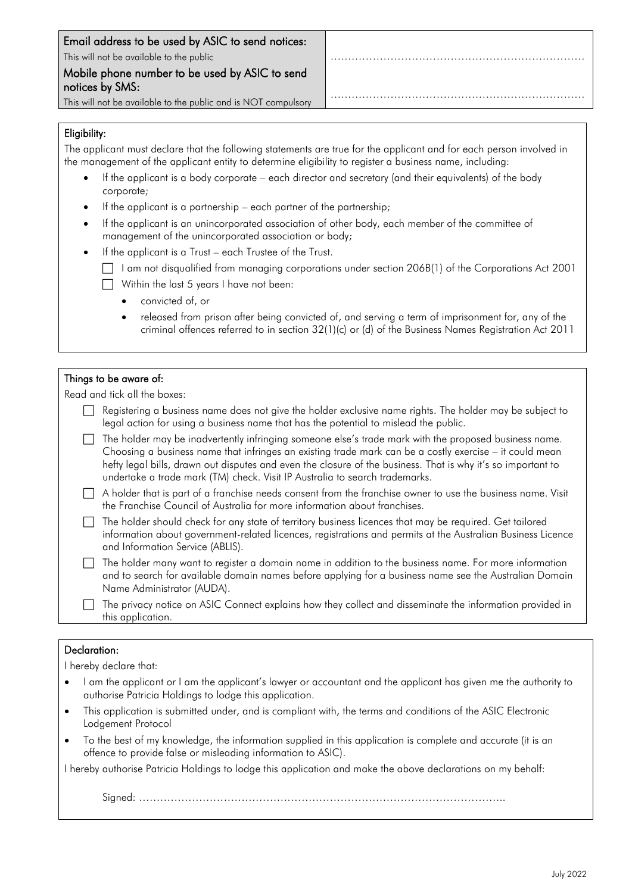| | |
|---|---|
| **Email address to be used by ASIC to send notices:**<br>This will not be available to the public | ………………………………………………………………… |
| **Mobile phone number to be used by ASIC to send notices by SMS:**<br>This will not be available to the public and is NOT compulsory | ………………………………………………………………… |

**Eligibility:**

The applicant must declare that the following statements are true for the applicant and for each person involved in the management of the applicant entity to determine eligibility to register a business name, including:

- If the applicant is a body corporate – each director and secretary (and their equivalents) of the body corporate;
- If the applicant is a partnership – each partner of the partnership;
- If the applicant is an unincorporated association of other body, each member of the committee of management of the unincorporated association or body;
- If the applicant is a Trust – each Trustee of the Trust.
  - ☐ I am not disqualified from managing corporations under section 206B(1) of the Corporations Act 2001
  - ☐ Within the last 5 years I have not been:
    - convicted of, or
    - released from prison after being convicted of, and serving a term of imprisonment for, any of the criminal offences referred to in section 32(1)(c) or (d) of the Business Names Registration Act 2011

**Things to be aware of:**

Read and tick all the boxes:

- ☐ Registering a business name does not give the holder exclusive name rights. The holder may be subject to legal action for using a business name that has the potential to mislead the public.
- ☐ The holder may be inadvertently infringing someone else's trade mark with the proposed business name. Choosing a business name that infringes an existing trade mark can be a costly exercise – it could mean hefty legal bills, drawn out disputes and even the closure of the business. That is why it's so important to undertake a trade mark (TM) check. Visit IP Australia to search trademarks.
- ☐ A holder that is part of a franchise needs consent from the franchise owner to use the business name. Visit the Franchise Council of Australia for more information about franchises.
- ☐ The holder should check for any state of territory business licences that may be required. Get tailored information about government-related licences, registrations and permits at the Australian Business Licence and Information Service (ABLIS).
- ☐ The holder many want to register a domain name in addition to the business name. For more information and to search for available domain names before applying for a business name see the Australian Domain Name Administrator (AUDA).
- ☐ The privacy notice on ASIC Connect explains how they collect and disseminate the information provided in this application.

**Declaration:**

I hereby declare that:

- I am the applicant or I am the applicant's lawyer or accountant and the applicant has given me the authority to authorise Patricia Holdings to lodge this application.
- This application is submitted under, and is compliant with, the terms and conditions of the ASIC Electronic Lodgement Protocol
- To the best of my knowledge, the information supplied in this application is complete and accurate (it is an offence to provide false or misleading information to ASIC).

I hereby authorise Patricia Holdings to lodge this application and make the above declarations on my behalf:

Signed: ………………………………………………………………………………………………..

July 2022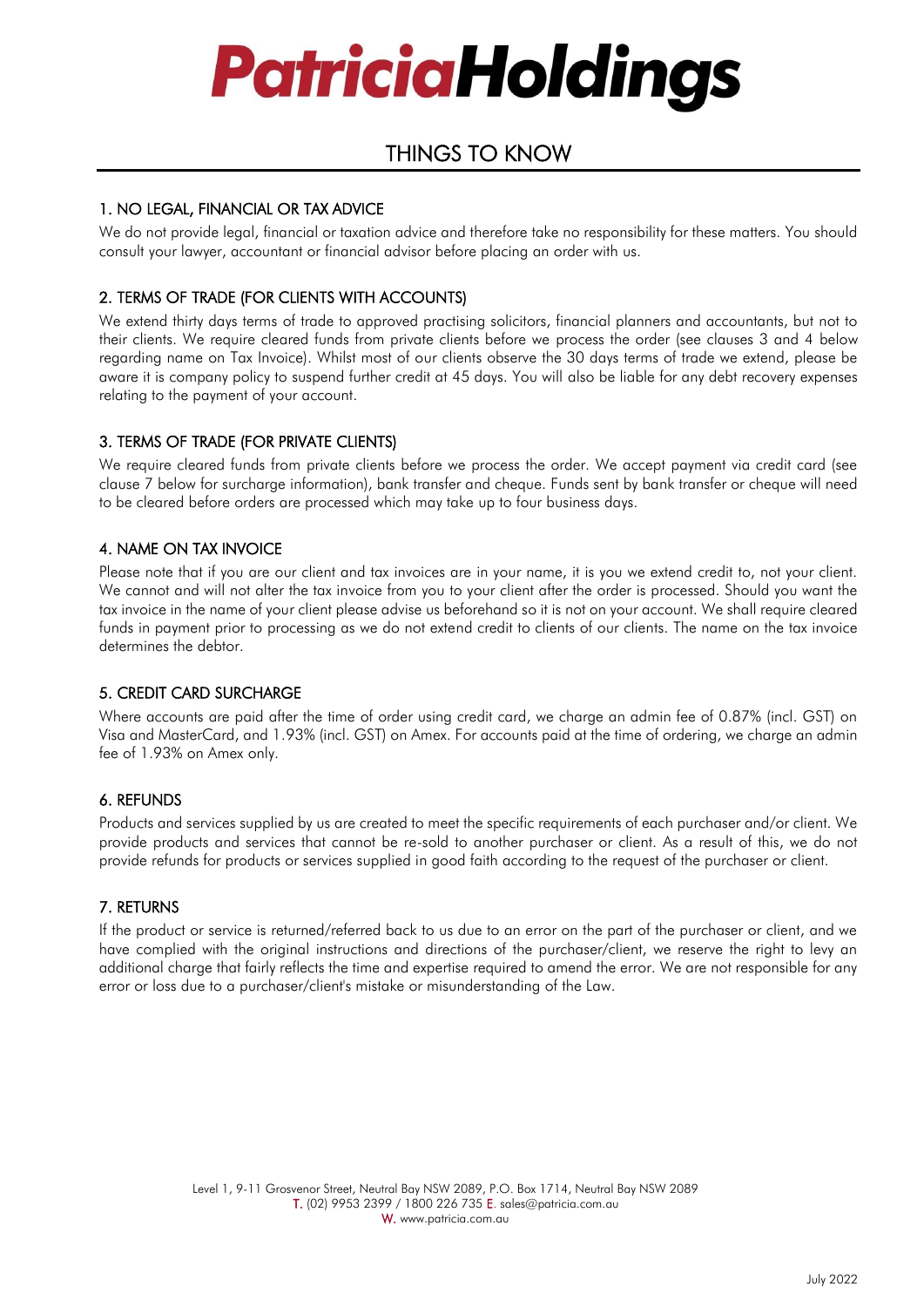# PatriciaHoldings

## THINGS TO KNOW

### 1. NO LEGAL, FINANCIAL OR TAX ADVICE

We do not provide legal, financial or taxation advice and therefore take no responsibility for these matters. You should consult your lawyer, accountant or financial advisor before placing an order with us.

### 2. TERMS OF TRADE (FOR CLIENTS WITH ACCOUNTS)

We extend thirty days terms of trade to approved practising solicitors, financial planners and accountants, but not to their clients. We require cleared funds from private clients before we process the order (see clauses 3 and 4 below regarding name on Tax Invoice). Whilst most of our clients observe the 30 days terms of trade we extend, please be aware it is company policy to suspend further credit at 45 days. You will also be liable for any debt recovery expenses relating to the payment of your account.

### 3. TERMS OF TRADE (FOR PRIVATE CLIENTS)

We require cleared funds from private clients before we process the order. We accept payment via credit card (see clause 7 below for surcharge information), bank transfer and cheque. Funds sent by bank transfer or cheque will need to be cleared before orders are processed which may take up to four business days.

### 4. NAME ON TAX INVOICE

Please note that if you are our client and tax invoices are in your name, it is you we extend credit to, not your client. We cannot and will not alter the tax invoice from you to your client after the order is processed. Should you want the tax invoice in the name of your client please advise us beforehand so it is not on your account. We shall require cleared funds in payment prior to processing as we do not extend credit to clients of our clients. The name on the tax invoice determines the debtor.

### 5. CREDIT CARD SURCHARGE

Where accounts are paid after the time of order using credit card, we charge an admin fee of 0.87% (incl. GST) on Visa and MasterCard, and 1.93% (incl. GST) on Amex. For accounts paid at the time of ordering, we charge an admin fee of 1.93% on Amex only.

### 6. REFUNDS

Products and services supplied by us are created to meet the specific requirements of each purchaser and/or client. We provide products and services that cannot be re-sold to another purchaser or client. As a result of this, we do not provide refunds for products or services supplied in good faith according to the request of the purchaser or client.

### 7. RETURNS

If the product or service is returned/referred back to us due to an error on the part of the purchaser or client, and we have complied with the original instructions and directions of the purchaser/client, we reserve the right to levy an additional charge that fairly reflects the time and expertise required to amend the error. We are not responsible for any error or loss due to a purchaser/client's mistake or misunderstanding of the Law.

Level 1, 9-11 Grosvenor Street, Neutral Bay NSW 2089, P.O. Box 1714, Neutral Bay NSW 2089
T. (02) 9953 2399 / 1800 226 735 E. sales@patricia.com.au
W. www.patricia.com.au

July 2022